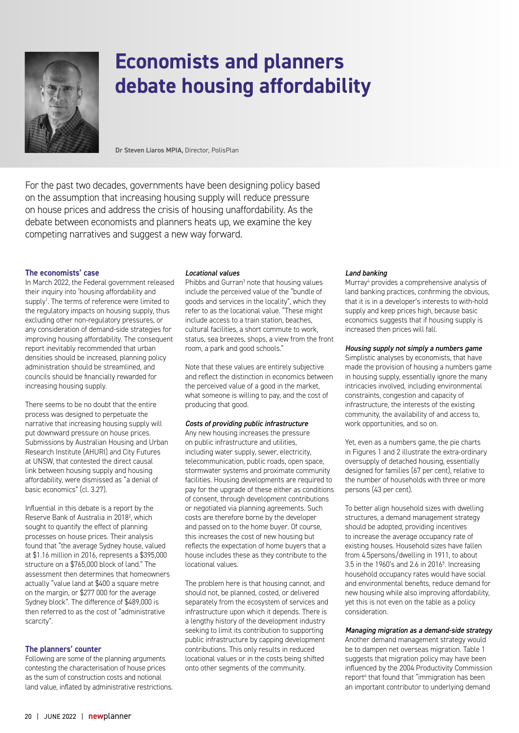# Economists and planners debate housing affordability

Dr Steven Liaros MPIA, Director, PolisPlan

For the past two decades, governments have been designing policy based on the assumption that increasing housing supply will reduce pressure on house prices and address the crisis of housing unaffordability. As the debate between economists and planners heats up, we examine the key competing narratives and suggest a new way forward.

## The economists' case

In March 2022, the Federal government released their inquiry into 'housing affordability and supply[1]. The terms of reference were limited to the regulatory impacts on housing supply, thus excluding other non-regulatory pressures, or any consideration of demand-side strategies for improving housing affordability. The consequent report inevitably recommended that urban densities should be increased, planning policy administration should be streamlined, and councils should be financially rewarded for increasing housing supply.

There seems to be no doubt that the entire process was designed to perpetuate the narrative that increasing housing supply will put downward pressure on house prices. Submissions by Australian Housing and Urban Research Institute (AHURI) and City Futures at UNSW, that contested the direct causal link between housing supply and housing affordability, were dismissed as "a denial of basic economics" (cl. 3.27).

Influential in this debate is a report by the Reserve Bank of Australia in 2018[2], which sought to quantify the effect of planning processes on house prices. Their analysis found that "the average Sydney house, valued at $1.16 million in 2016, represents a $395,000 structure on a $765,000 block of land." The assessment then determines that homeowners actually "value land at $400 a square metre on the margin, or $277 000 for the average Sydney block". The difference of $489,000 is then referred to as the cost of "administrative scarcity".

## The planners' counter

Following are some of the planning arguments contesting the characterisation of house prices as the sum of construction costs and notional land value, inflated by administrative restrictions.

### *Locational values*

Phibbs and Gurran[3] note that housing values include the perceived value of the "bundle of goods and services in the locality", which they refer to as the locational value. "These might include access to a train station, beaches, cultural facilities, a short commute to work, status, sea breezes, shops, a view from the front room, a park and good schools."

Note that these values are entirely subjective and reflect the distinction in economics between the perceived value of a good in the market, what someone is willing to pay, and the cost of producing that good.

### *Costs of providing public infrastructure*

Any new housing increases the pressure on public infrastructure and utilities, including water supply, sewer, electricity, telecommunication, public roads, open space, stormwater systems and proximate community facilities. Housing developments are required to pay for the upgrade of these either as conditions of consent, through development contributions or negotiated via planning agreements. Such costs are therefore borne by the developer and passed on to the home buyer. Of course, this increases the cost of new housing but reflects the expectation of home buyers that a house includes these as they contribute to the locational values.

The problem here is that housing cannot, and should not, be planned, costed, or delivered separately from the ecosystem of services and infrastructure upon which it depends. There is a lengthy history of the development industry seeking to limit its contribution to supporting public infrastructure by capping development contributions. This only results in reduced locational values or in the costs being shifted onto other segments of the community.

### *Land banking*

Murray[4] provides a comprehensive analysis of land banking practices, confirming the obvious, that it is in a developer's interests to with-hold supply and keep prices high, because basic economics suggests that if housing supply is increased then prices will fall.

### *Housing supply not simply a numbers game*

Simplistic analyses by economists, that have made the provision of housing a numbers game in housing supply, essentially ignore the many intricacies involved, including environmental constraints, congestion and capacity of infrastructure, the interests of the existing community, the availability of and access to, work opportunities, and so on.

Yet, even as a numbers game, the pie charts in Figures 1 and 2 illustrate the extra-ordinary oversupply of detached housing, essentially designed for families (67 per cent), relative to the number of households with three or more persons (43 per cent).

To better align household sizes with dwelling structures, a demand management strategy should be adopted, providing incentives to increase the average occupancy rate of existing houses. Household sizes have fallen from 4.5persons/dwelling in 1911, to about 3.5 in the 1960's and 2.6 in 2016[5]. Increasing household occupancy rates would have social and environmental benefits, reduce demand for new housing while also improving affordability, yet this is not even on the table as a policy consideration.

### *Managing migration as a demand-side strategy*

Another demand management strategy would be to dampen net overseas migration. Table 1 suggests that migration policy may have been influenced by the 2004 Productivity Commission report[6] that found that "immigration has been an important contributor to underlying demand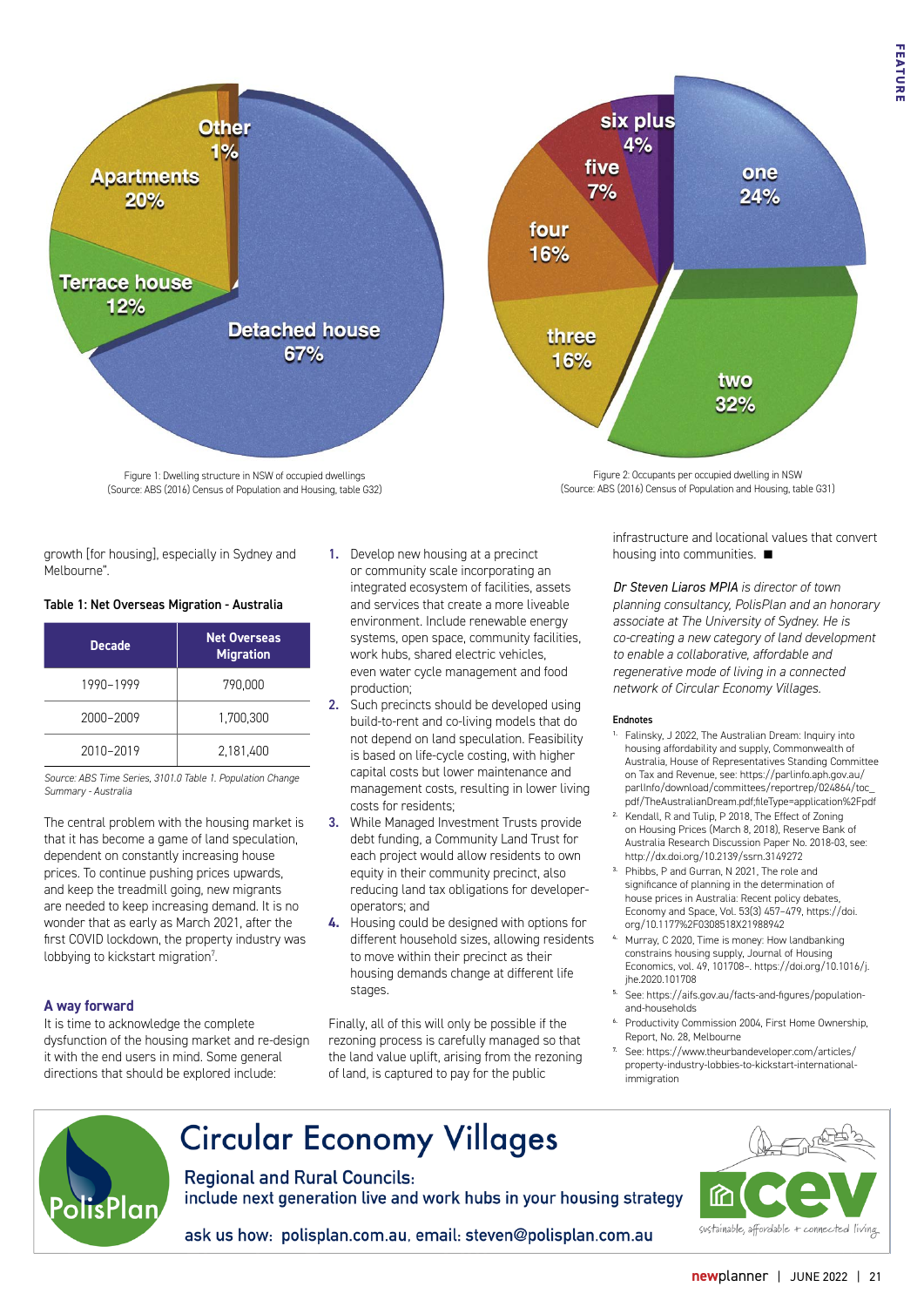Other
1%
Apartments
20%
Terrace house
12%
Detached house
67%

Figure 1: Dwelling structure in NSW of occupied dwellings
(Source: ABS (2016) Census of Population and Housing, table G32)

six plus
4%
five
7%
four
16%
three
16%
one
24%
two
32%

Figure 2: Occupants per occupied dwelling in NSW
(Source: ABS (2016) Census of Population and Housing, table G31)

growth [for housing], especially in Sydney and Melbourne".

**Table 1: Net Overseas Migration - Australia**

| Decade | Net Overseas Migration |
|---|---|
| 1990–1999 | 790,000 |
| 2000–2009 | 1,700,300 |
| 2010–2019 | 2,181,400 |

*Source: ABS Time Series, 3101.0 Table 1. Population Change Summary - Australia*

The central problem with the housing market is that it has become a game of land speculation, dependent on constantly increasing house prices. To continue pushing prices upwards, and keep the treadmill going, new migrants are needed to keep increasing demand. It is no wonder that as early as March 2021, after the first COVID lockdown, the property industry was lobbying to kickstart migration[7].

## A way forward

It is time to acknowledge the complete dysfunction of the housing market and re-design it with the end users in mind. Some general directions that should be explored include:

1. Develop new housing at a precinct or community scale incorporating an integrated ecosystem of facilities, assets and services that create a more liveable environment. Include renewable energy systems, open space, community facilities, work hubs, shared electric vehicles, even water cycle management and food production;
2. Such precincts should be developed using build-to-rent and co-living models that do not depend on land speculation. Feasibility is based on life-cycle costing, with higher capital costs but lower maintenance and management costs, resulting in lower living costs for residents;
3. While Managed Investment Trusts provide debt funding, a Community Land Trust for each project would allow residents to own equity in their community precinct, also reducing land tax obligations for developer-operators; and
4. Housing could be designed with options for different household sizes, allowing residents to move within their precinct as their housing demands change at different life stages.

Finally, all of this will only be possible if the rezoning process is carefully managed so that the land value uplift, arising from the rezoning of land, is captured to pay for the public infrastructure and locational values that convert housing into communities. ■

*Dr Steven Liaros MPIA is director of town planning consultancy, PolisPlan and an honorary associate at The University of Sydney. He is co-creating a new category of land development to enable a collaborative, affordable and regenerative mode of living in a connected network of Circular Economy Villages.*

#### Endnotes

1. Falinsky, J 2022, The Australian Dream: Inquiry into housing affordability and supply, Commonwealth of Australia, House of Representatives Standing Committee on Tax and Revenue, see: https://parlinfo.aph.gov.au/parlInfo/download/committees/reportrep/024864/toc_pdf/TheAustralianDream.pdf;fileType=application%2Fpdf
2. Kendall, R and Tulip, P 2018, The Effect of Zoning on Housing Prices (March 8, 2018), Reserve Bank of Australia Research Discussion Paper No. 2018-03, see: http://dx.doi.org/10.2139/ssrn.3149272
3. Phibbs, P and Gurran, N 2021, The role and significance of planning in the determination of house prices in Australia: Recent policy debates, Economy and Space, Vol. 53(3) 457–479, https://doi.org/10.1177%2F0308518X21988942
4. Murray, C 2020, Time is money: How landbanking constrains housing supply, Journal of Housing Economics, vol. 49, 101708–. https://doi.org/10.1016/j.jhe.2020.101708
5. See: https://aifs.gov.au/facts-and-figures/population-and-households
6. Productivity Commission 2004, First Home Ownership, Report, No. 28, Melbourne
7. See: https://www.theurbandeveloper.com/articles/property-industry-lobbies-to-kickstart-international-immigration

PolisPlan

# Circular Economy Villages

**Regional and Rural Councils:**
**include next generation live and work hubs in your housing strategy**

**ask us how: polisplan.com.au, email: steven@polisplan.com.au**

cev
sustainable, affordable + connected living